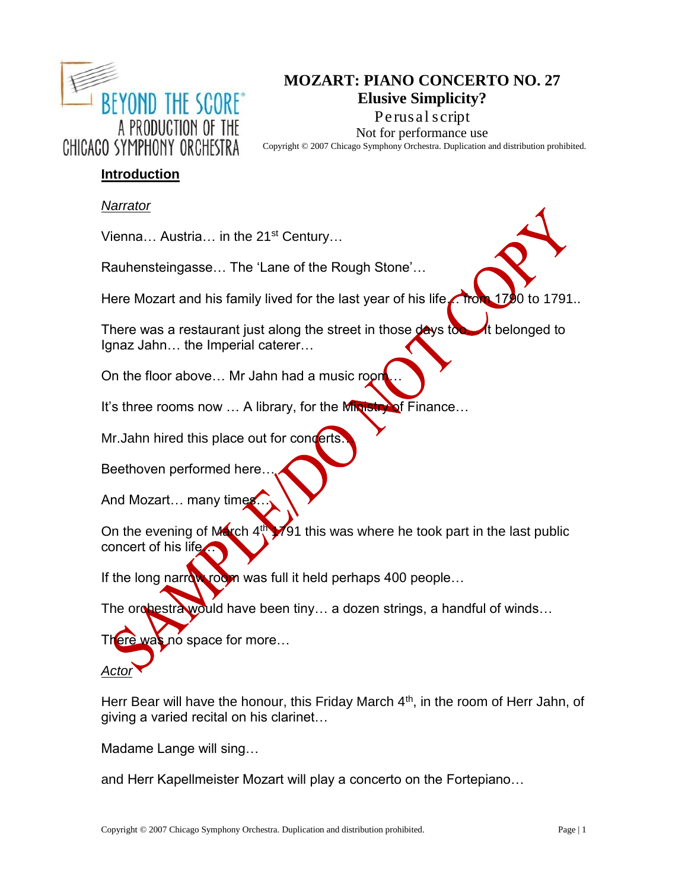# MOZART: PIANO CONCERTO NO. 27

## Elusive Simplicity?

Perusal script

Not for performance use

Copyright © 2007 Chicago Symphony Orchestra. Duplication and distribution prohibited.

**Introduction**

*Narrator*

Vienna… Austria… in the 21st Century…

Rauhensteingasse… The 'Lane of the Rough Stone'…

Here Mozart and his family lived for the last year of his life… from 1790 to 1791..

There was a restaurant just along the street in those days too… It belonged to Ignaz Jahn… the Imperial caterer…

On the floor above… Mr Jahn had a music room…

It's three rooms now … A library, for the Ministry of Finance…

Mr.Jahn hired this place out for concerts…

Beethoven performed here…

And Mozart… many times…

On the evening of March 4th 1791 this was where he took part in the last public concert of his life…

If the long narrow room was full it held perhaps 400 people…

The orchestra would have been tiny… a dozen strings, a handful of winds…

There was no space for more…

*Actor*

Herr Bear will have the honour, this Friday March 4th, in the room of Herr Jahn, of giving a varied recital on his clarinet…

Madame Lange will sing…

and Herr Kapellmeister Mozart will play a concerto on the Fortepiano…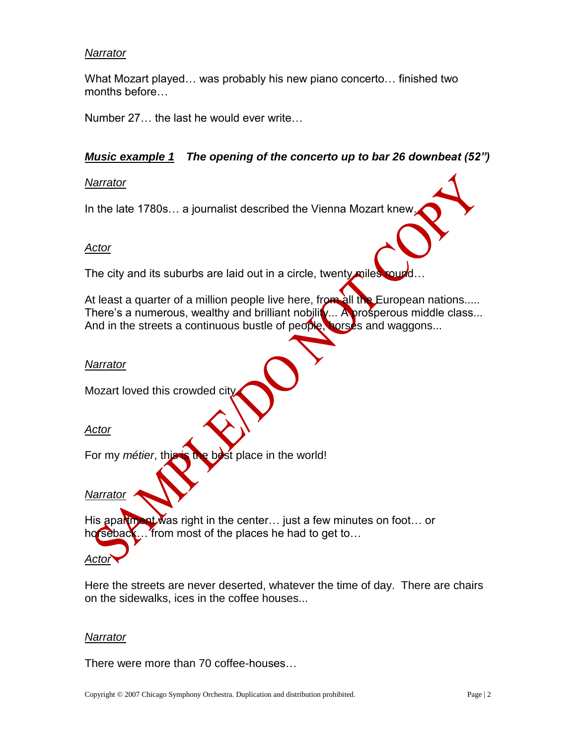*Narrator*

What Mozart played… was probably his new piano concerto… finished two months before…

Number 27… the last he would ever write…

***Music example 1*** ***The opening of the concerto up to bar 26 downbeat (52")***

*Narrator*

In the late 1780s… a journalist described the Vienna Mozart knew…

*Actor*

The city and its suburbs are laid out in a circle, twenty miles round…

At least a quarter of a million people live here, from all the European nations..... There's a numerous, wealthy and brilliant nobility... A prosperous middle class... And in the streets a continuous bustle of people, horses and waggons...

*Narrator*

Mozart loved this crowded city…

*Actor*

For my *métier*, this is the best place in the world!

*Narrator*

His apartment was right in the center… just a few minutes on foot… or horseback… from most of the places he had to get to…

*Actor*

Here the streets are never deserted, whatever the time of day. There are chairs on the sidewalks, ices in the coffee houses...

*Narrator*

There were more than 70 coffee-houses…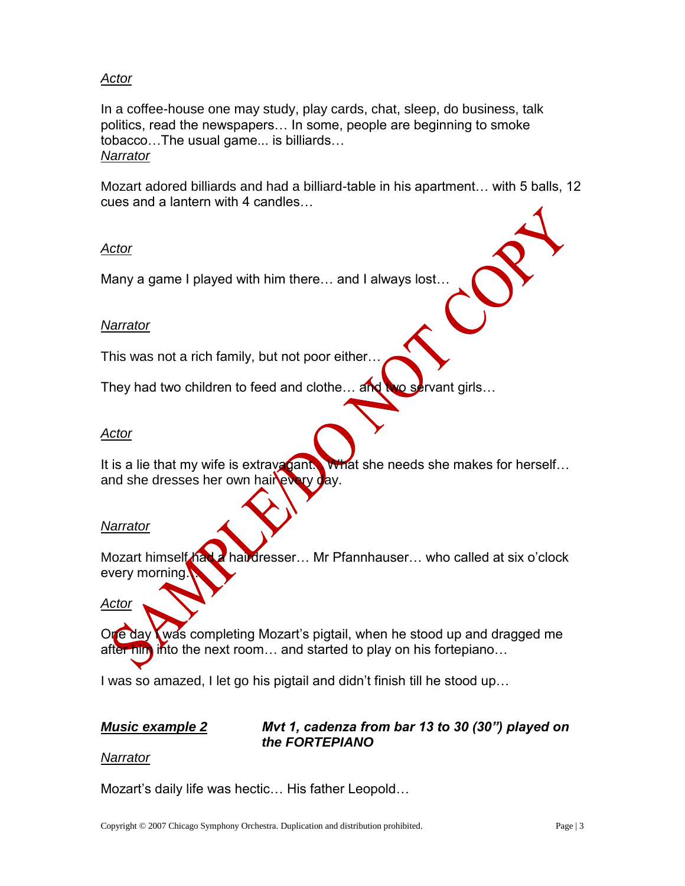*Actor*

In a coffee-house one may study, play cards, chat, sleep, do business, talk politics, read the newspapers… In some, people are beginning to smoke tobacco…The usual game... is billiards…

*Narrator*

Mozart adored billiards and had a billiard-table in his apartment… with 5 balls, 12 cues and a lantern with 4 candles…

*Actor*

Many a game I played with him there… and I always lost…

*Narrator*

This was not a rich family, but not poor either…

They had two children to feed and clothe… and two servant girls…

*Actor*

It is a lie that my wife is extravagant… What she needs she makes for herself… and she dresses her own hair every day.

*Narrator*

Mozart himself had a hairdresser… Mr Pfannhauser… who called at six o'clock every morning…

*Actor*

One day I was completing Mozart's pigtail, when he stood up and dragged me after him into the next room… and started to play on his fortepiano…

I was so amazed, I let go his pigtail and didn't finish till he stood up…

***Music example 2*** ***Mvt 1, cadenza from bar 13 to 30 (30") played on the FORTEPIANO***

*Narrator*

Mozart's daily life was hectic… His father Leopold…

SAMPLE/DO NOT COPY

Copyright © 2007 Chicago Symphony Orchestra. Duplication and distribution prohibited.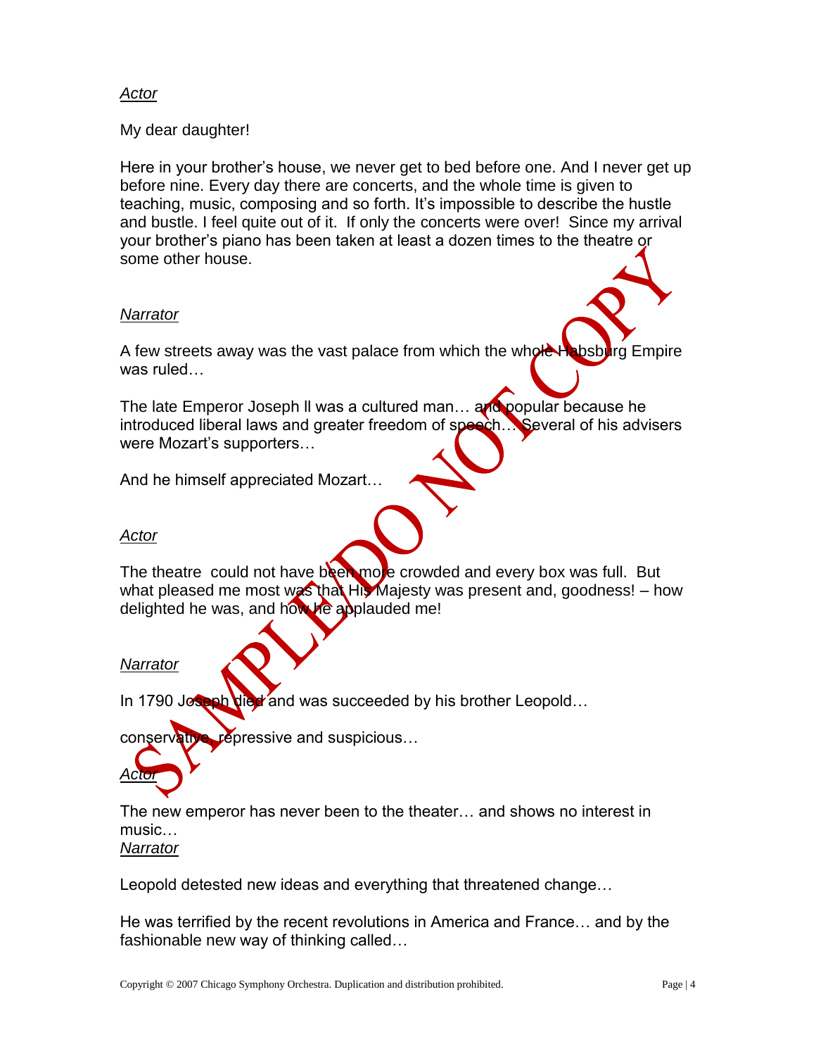*Actor*

My dear daughter!

Here in your brother's house, we never get to bed before one. And I never get up before nine. Every day there are concerts, and the whole time is given to teaching, music, composing and so forth. It's impossible to describe the hustle and bustle. I feel quite out of it. If only the concerts were over! Since my arrival your brother's piano has been taken at least a dozen times to the theatre or some other house.

*Narrator*

A few streets away was the vast palace from which the whole Habsburg Empire was ruled…

The late Emperor Joseph II was a cultured man… and popular because he introduced liberal laws and greater freedom of speech… Several of his advisers were Mozart's supporters…

And he himself appreciated Mozart…

*Actor*

The theatre could not have been more crowded and every box was full. But what pleased me most was that His Majesty was present and, goodness! – how delighted he was, and how he applauded me!

*Narrator*

In 1790 Joseph died and was succeeded by his brother Leopold…

conservative, repressive and suspicious…

*Actor*

The new emperor has never been to the theater… and shows no interest in music…

*Narrator*

Leopold detested new ideas and everything that threatened change…

He was terrified by the recent revolutions in America and France… and by the fashionable new way of thinking called…

Copyright © 2007 Chicago Symphony Orchestra. Duplication and distribution prohibited.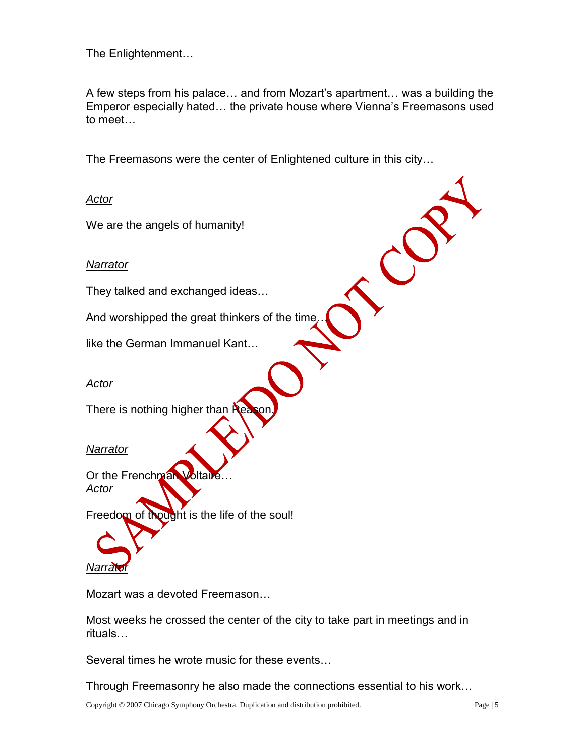The Enlightenment…

A few steps from his palace… and from Mozart's apartment… was a building the Emperor especially hated… the private house where Vienna's Freemasons used to meet…

The Freemasons were the center of Enlightened culture in this city…

*Actor*

We are the angels of humanity!

*Narrator*

They talked and exchanged ideas…

And worshipped the great thinkers of the time…

like the German Immanuel Kant…

*Actor*

There is nothing higher than Reason.

*Narrator*

Or the Frenchman Voltaire…

*Actor*

Freedom of thought is the life of the soul!

*Narrator*

Mozart was a devoted Freemason…

Most weeks he crossed the center of the city to take part in meetings and in rituals…

Several times he wrote music for these events…

Through Freemasonry he also made the connections essential to his work…

Copyright © 2007 Chicago Symphony Orchestra. Duplication and distribution prohibited.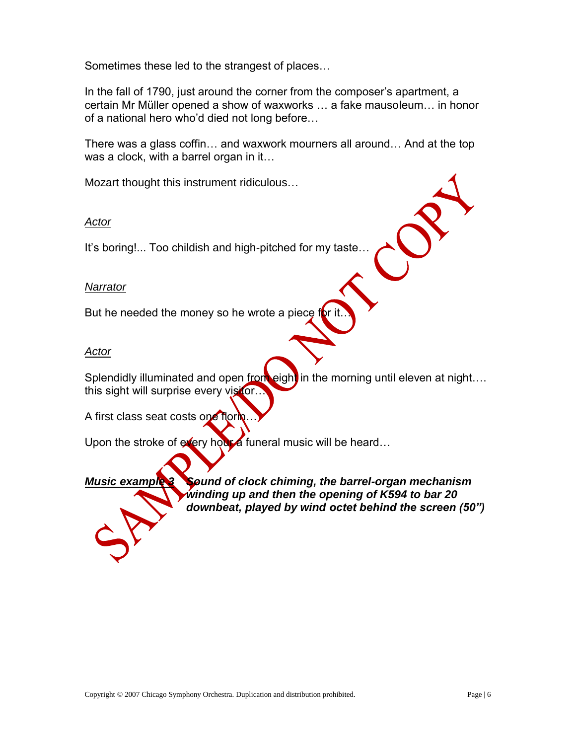Sometimes these led to the strangest of places…

In the fall of 1790, just around the corner from the composer's apartment, a certain Mr Müller opened a show of waxworks … a fake mausoleum… in honor of a national hero who'd died not long before…

There was a glass coffin… and waxwork mourners all around… And at the top was a clock, with a barrel organ in it…

Mozart thought this instrument ridiculous…

*Actor*

It's boring!... Too childish and high-pitched for my taste…

*Narrator*

But he needed the money so he wrote a piece for it…

*Actor*

Splendidly illuminated and open from eight in the morning until eleven at night…. this sight will surprise every visitor…

A first class seat costs one florin…

Upon the stroke of every hour a funeral music will be heard…

***Music example 3*** ***Sound of clock chiming, the barrel-organ mechanism winding up and then the opening of K594 to bar 20 downbeat, played by wind octet behind the screen (50")***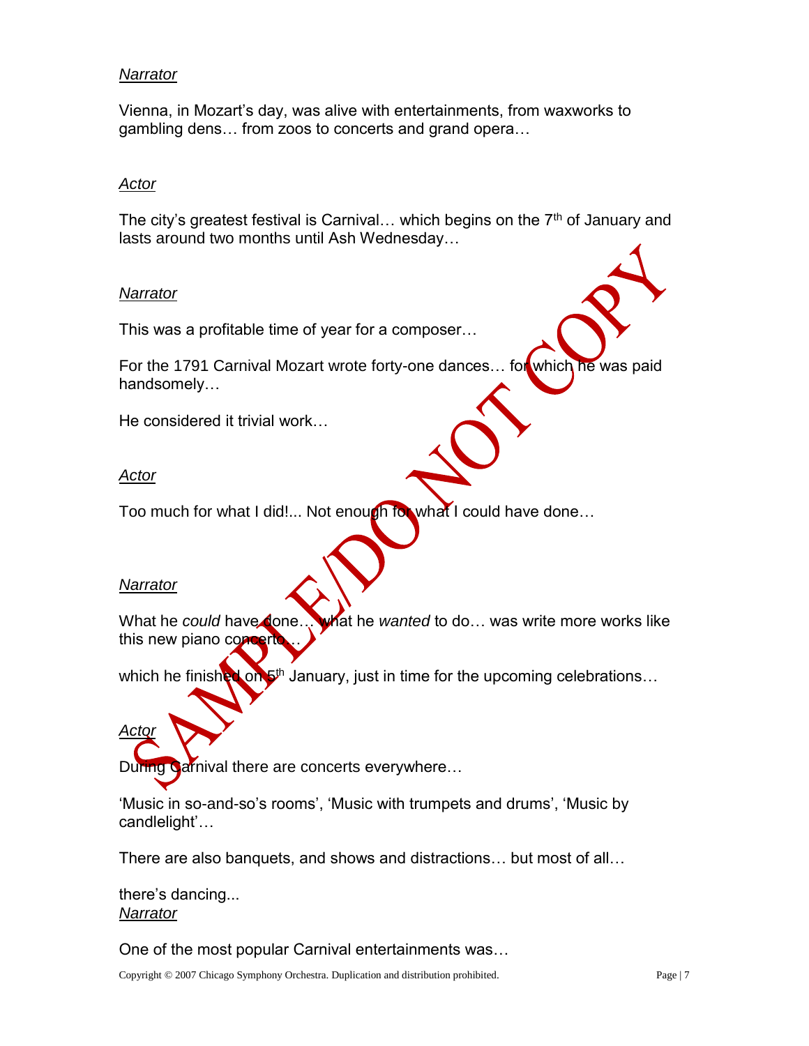*Narrator*

Vienna, in Mozart's day, was alive with entertainments, from waxworks to gambling dens… from zoos to concerts and grand opera…

*Actor*

The city's greatest festival is Carnival… which begins on the 7th of January and lasts around two months until Ash Wednesday…

*Narrator*

This was a profitable time of year for a composer…

For the 1791 Carnival Mozart wrote forty-one dances… for which he was paid handsomely…

He considered it trivial work…

*Actor*

Too much for what I did!... Not enough for what I could have done…

*Narrator*

What he *could* have done… what he *wanted* to do… was write more works like this new piano concerto…

which he finished on 5th January, just in time for the upcoming celebrations…

*Actor*

During Carnival there are concerts everywhere…

'Music in so-and-so's rooms', 'Music with trumpets and drums', 'Music by candlelight'…

There are also banquets, and shows and distractions… but most of all…

there's dancing...

*Narrator*

One of the most popular Carnival entertainments was…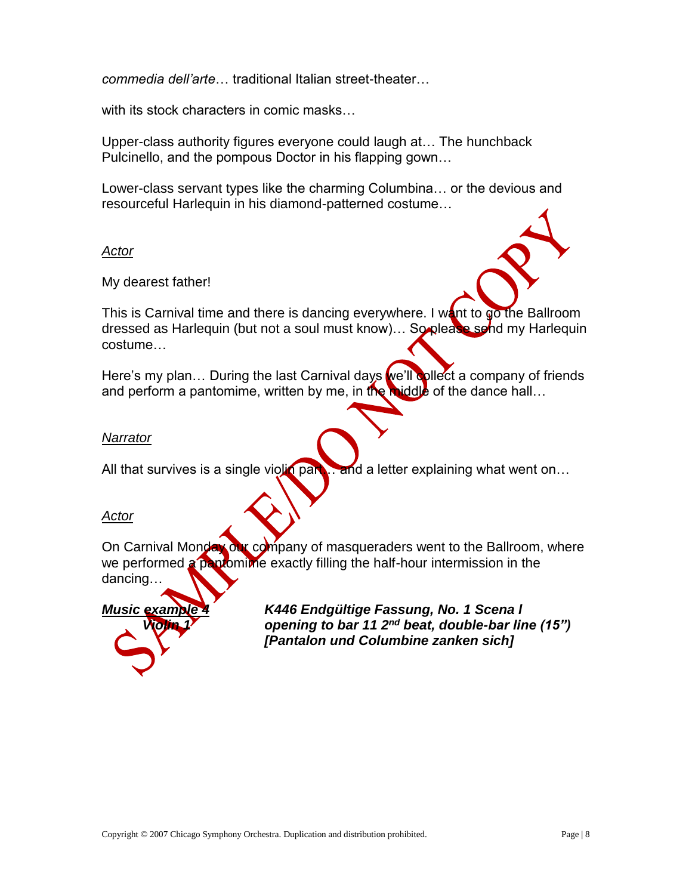*commedia dell'arte*… traditional Italian street-theater…

with its stock characters in comic masks…

Upper-class authority figures everyone could laugh at… The hunchback Pulcinello, and the pompous Doctor in his flapping gown…

Lower-class servant types like the charming Columbina… or the devious and resourceful Harlequin in his diamond-patterned costume…

*Actor*

My dearest father!

This is Carnival time and there is dancing everywhere. I want to go the Ballroom dressed as Harlequin (but not a soul must know)… So please send my Harlequin costume…

Here's my plan… During the last Carnival days we'll collect a company of friends and perform a pantomime, written by me, in the middle of the dance hall…

*Narrator*

All that survives is a single violin part… and a letter explaining what went on…

*Actor*

On Carnival Monday our company of masqueraders went to the Ballroom, where we performed a pantomime exactly filling the half-hour intermission in the dancing…

***Music example 4*** **Violin 1** — ***K446 Endgültige Fassung, No. 1 Scena I opening to bar 11 2nd beat, double-bar line (15") [Pantalon und Columbine zanken sich]***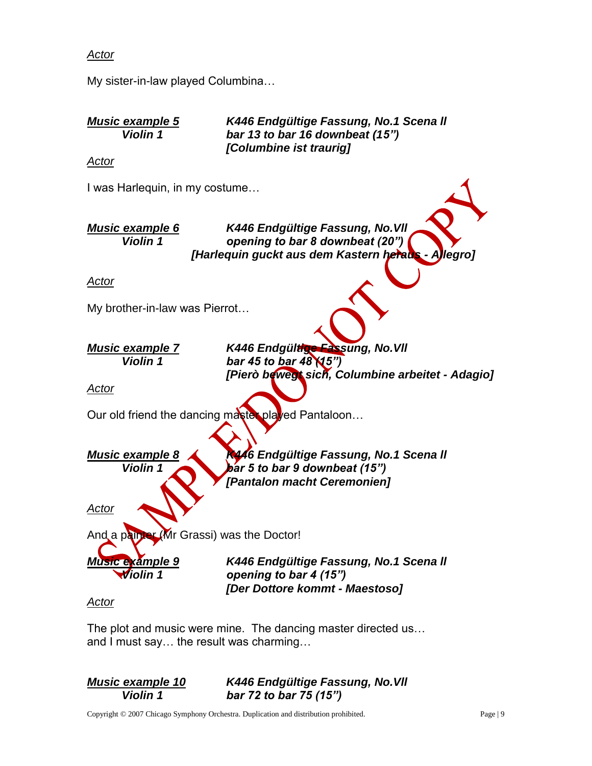*Actor*

My sister-in-law played Columbina…

***Music example 5*** **Violin 1** ***K446 Endgültige Fassung, No.1 Scena II***
***bar 13 to bar 16 downbeat (15")***
***[Columbine ist traurig]***

*Actor*

I was Harlequin, in my costume…

***Music example 6*** **Violin 1** ***K446 Endgültige Fassung, No.VII***
***opening to bar 8 downbeat (20")***
***[Harlequin guckt aus dem Kastern heraus - Allegro]***

*Actor*

My brother-in-law was Pierrot…

***Music example 7*** **Violin 1** ***K446 Endgültige Fassung, No.VII***
***bar 45 to bar 48 (15")***
***[Pierò bewegt sich, Columbine arbeitet - Adagio]***

*Actor*

Our old friend the dancing master played Pantaloon…

***Music example 8*** **Violin 1** ***K446 Endgültige Fassung, No.1 Scena II***
***bar 5 to bar 9 downbeat (15")***
***[Pantalon macht Ceremonien]***

*Actor*

And a painter (Mr Grassi) was the Doctor!

***Music example 9*** **Violin 1** ***K446 Endgültige Fassung, No.1 Scena II***
***opening to bar 4 (15")***
***[Der Dottore kommt - Maestoso]***

*Actor*

The plot and music were mine. The dancing master directed us…
and I must say… the result was charming…

***Music example 10*** **Violin 1** ***K446 Endgültige Fassung, No.VII***
***bar 72 to bar 75 (15")***

Copyright © 2007 Chicago Symphony Orchestra. Duplication and distribution prohibited.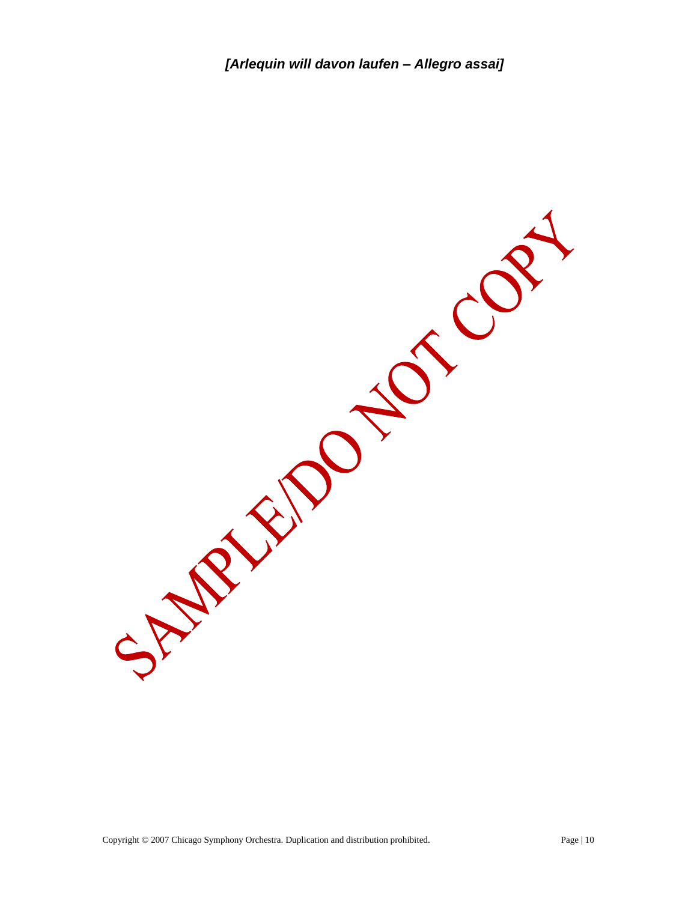***[Arlequin will davon laufen – Allegro assai]***

SAMPLE/DO NOT COPY

Copyright © 2007 Chicago Symphony Orchestra. Duplication and distribution prohibited.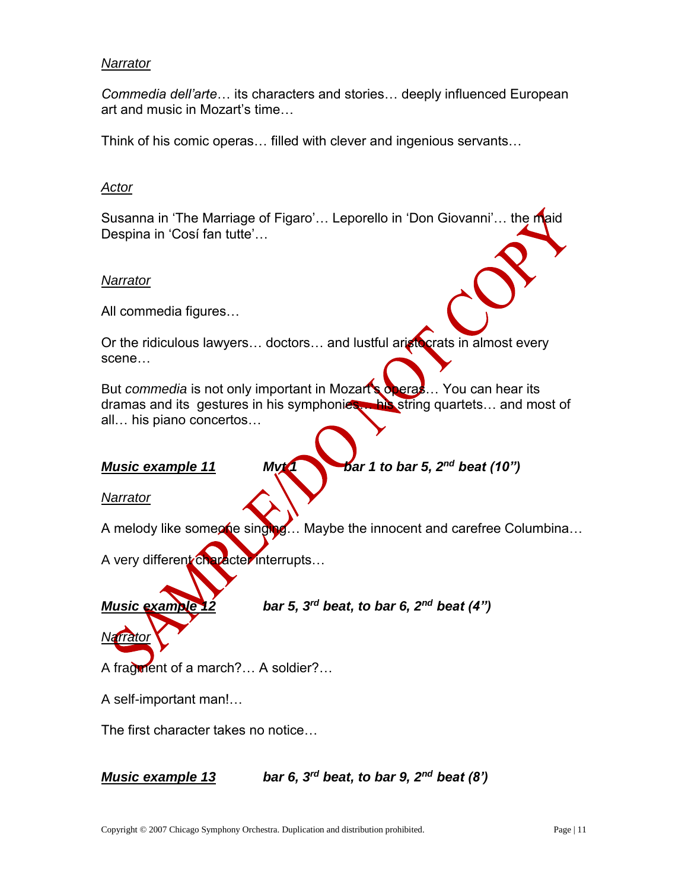*Narrator*

*Commedia dell'arte*… its characters and stories… deeply influenced European art and music in Mozart's time…

Think of his comic operas… filled with clever and ingenious servants…

*Actor*

Susanna in 'The Marriage of Figaro'… Leporello in 'Don Giovanni'… the maid Despina in 'Cosí fan tutte'…

*Narrator*

All commedia figures…

Or the ridiculous lawyers… doctors… and lustful aristocrats in almost every scene…

But *commedia* is not only important in Mozart's operas… You can hear its dramas and its gestures in his symphonies… his string quartets… and most of all… his piano concertos…

***Music example 11*** ***Mvt 1 bar 1 to bar 5, 2nd beat (10")***

*Narrator*

A melody like someone singing… Maybe the innocent and carefree Columbina…

A very different character interrupts…

***Music example 12*** ***bar 5, 3rd beat, to bar 6, 2nd beat (4")***

*Narrator*

A fragment of a march?… A soldier?…

A self-important man!…

The first character takes no notice…

***Music example 13*** ***bar 6, 3rd beat, to bar 9, 2nd beat (8')***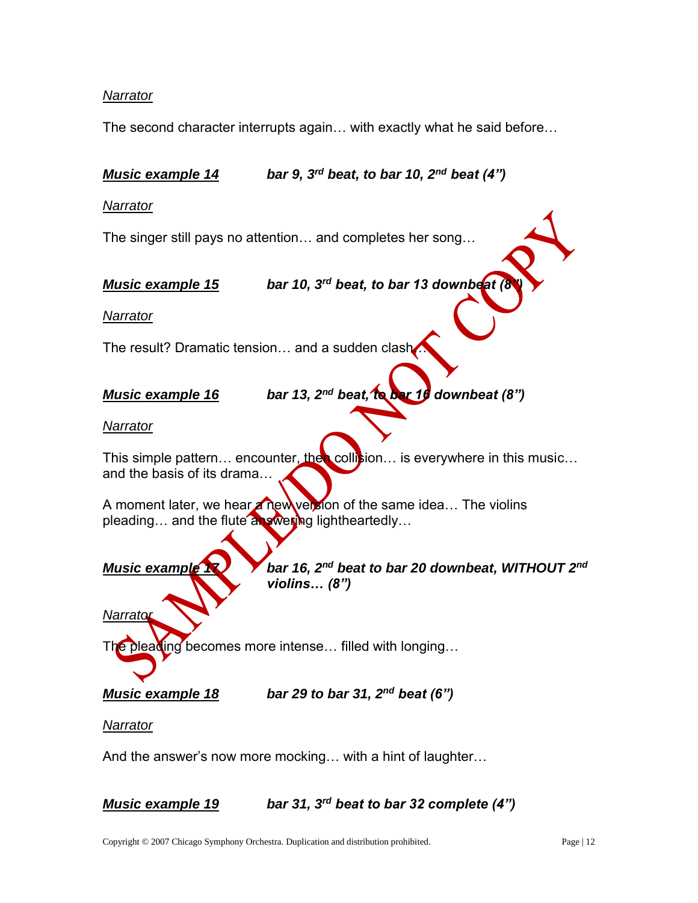*Narrator*

The second character interrupts again… with exactly what he said before…

***Music example 14*** ***bar 9, 3rd beat, to bar 10, 2nd beat (4")***

*Narrator*

The singer still pays no attention… and completes her song…

***Music example 15*** ***bar 10, 3rd beat, to bar 13 downbeat (8")***

*Narrator*

The result? Dramatic tension… and a sudden clash…

***Music example 16*** ***bar 13, 2nd beat, to bar 16 downbeat (8")***

*Narrator*

This simple pattern… encounter, then collision… is everywhere in this music… and the basis of its drama…

A moment later, we hear a new version of the same idea… The violins pleading… and the flute answering lightheartedly…

***Music example 17*** ***bar 16, 2nd beat to bar 20 downbeat, WITHOUT 2nd violins… (8")***

*Narrator*

The pleading becomes more intense… filled with longing…

***Music example 18*** ***bar 29 to bar 31, 2nd beat (6")***

*Narrator*

And the answer's now more mocking… with a hint of laughter…

***Music example 19*** ***bar 31, 3rd beat to bar 32 complete (4")***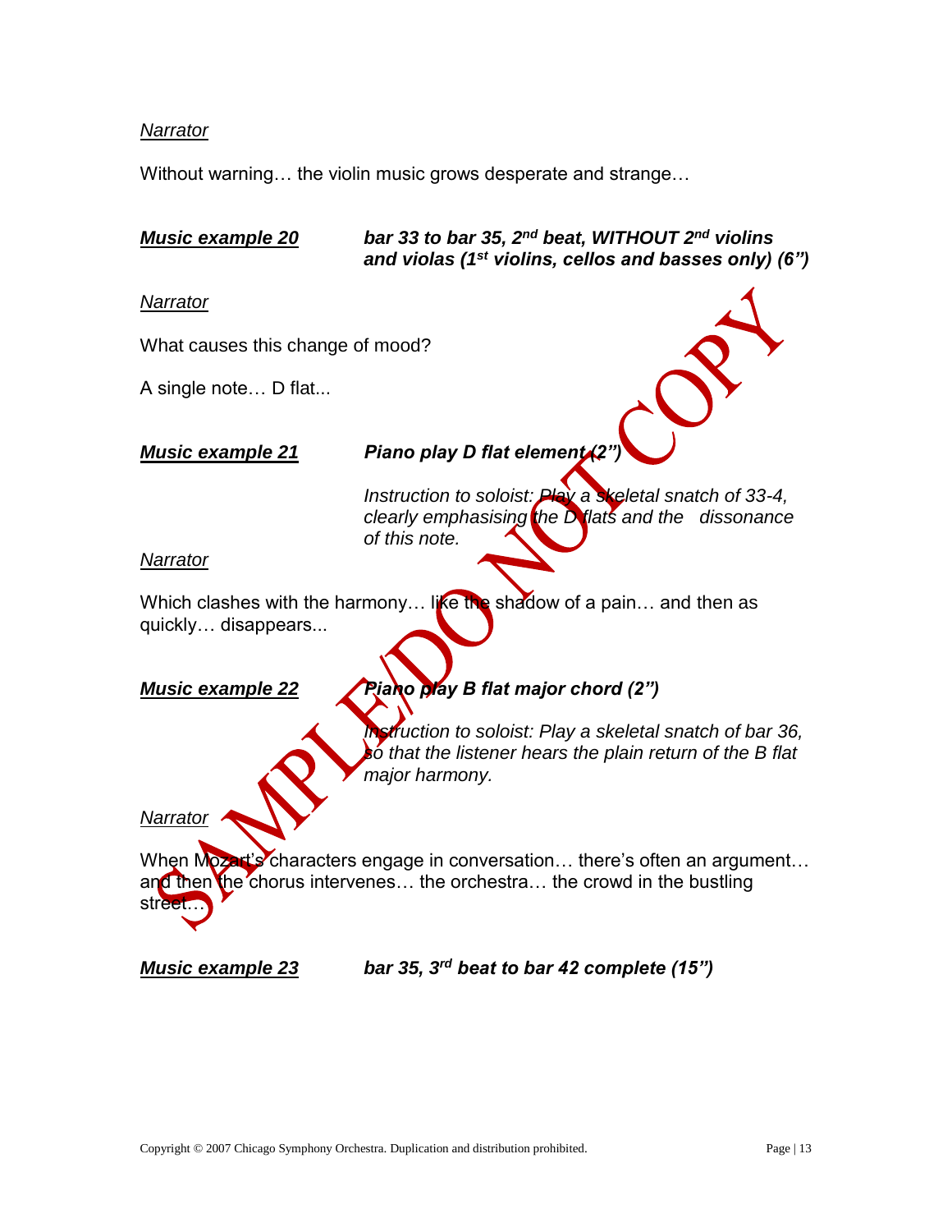_Narrator_

Without warning… the violin music grows desperate and strange…

**_Music example 20_** — ***bar 33 to bar 35, 2nd beat, WITHOUT 2nd violins and violas (1st violins, cellos and basses only) (6")***

_Narrator_

What causes this change of mood?

A single note… D flat...

**_Music example 21_** — ***Piano play D flat element (2")***

*Instruction to soloist: Play a skeletal snatch of 33-4, clearly emphasising the D flats and the dissonance of this note.*

_Narrator_

Which clashes with the harmony… like the shadow of a pain… and then as quickly… disappears...

**_Music example 22_** — ***Piano play B flat major chord (2")***

*Instruction to soloist: Play a skeletal snatch of bar 36, so that the listener hears the plain return of the B flat major harmony.*

_Narrator_

When Mozart's characters engage in conversation… there's often an argument… and then the chorus intervenes… the orchestra… the crowd in the bustling street…

**_Music example 23_** — ***bar 35, 3rd beat to bar 42 complete (15")***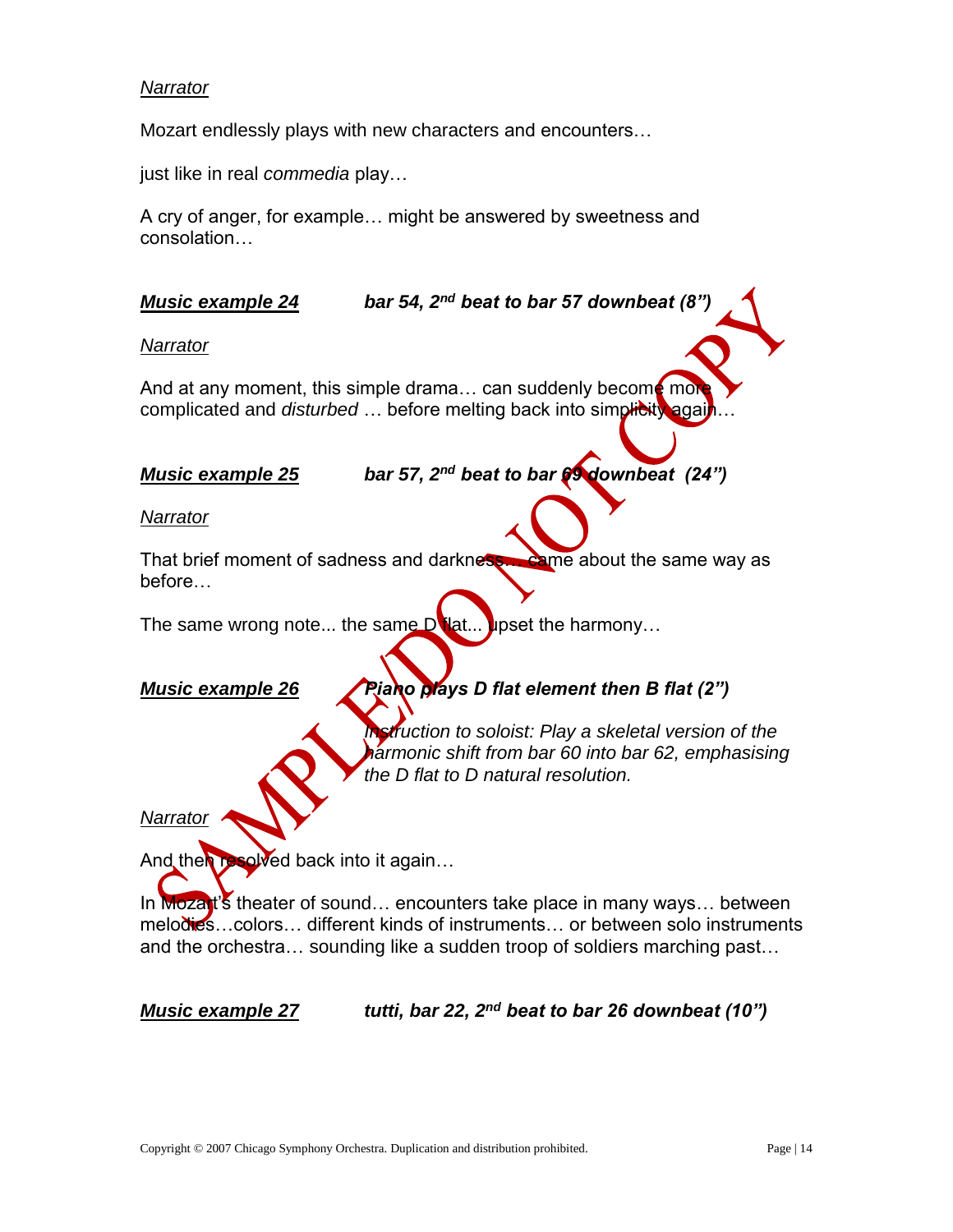*Narrator*

Mozart endlessly plays with new characters and encounters…

just like in real *commedia* play…

A cry of anger, for example… might be answered by sweetness and consolation…

***Music example 24*** ***bar 54, 2nd beat to bar 57 downbeat (8")***

*Narrator*

And at any moment, this simple drama… can suddenly become more complicated and *disturbed* … before melting back into simplicity again…

***Music example 25*** ***bar 57, 2nd beat to bar 69 downbeat (24")***

*Narrator*

That brief moment of sadness and darkness… came about the same way as before…

The same wrong note... the same D flat... upset the harmony…

***Music example 26*** ***Piano plays D flat element then B flat (2")***

*Instruction to soloist: Play a skeletal version of the harmonic shift from bar 60 into bar 62, emphasising the D flat to D natural resolution.*

*Narrator*

And then resolved back into it again…

In Mozart's theater of sound… encounters take place in many ways… between melodies…colors… different kinds of instruments… or between solo instruments and the orchestra… sounding like a sudden troop of soldiers marching past…

***Music example 27*** ***tutti, bar 22, 2nd beat to bar 26 downbeat (10")***

Copyright © 2007 Chicago Symphony Orchestra. Duplication and distribution prohibited.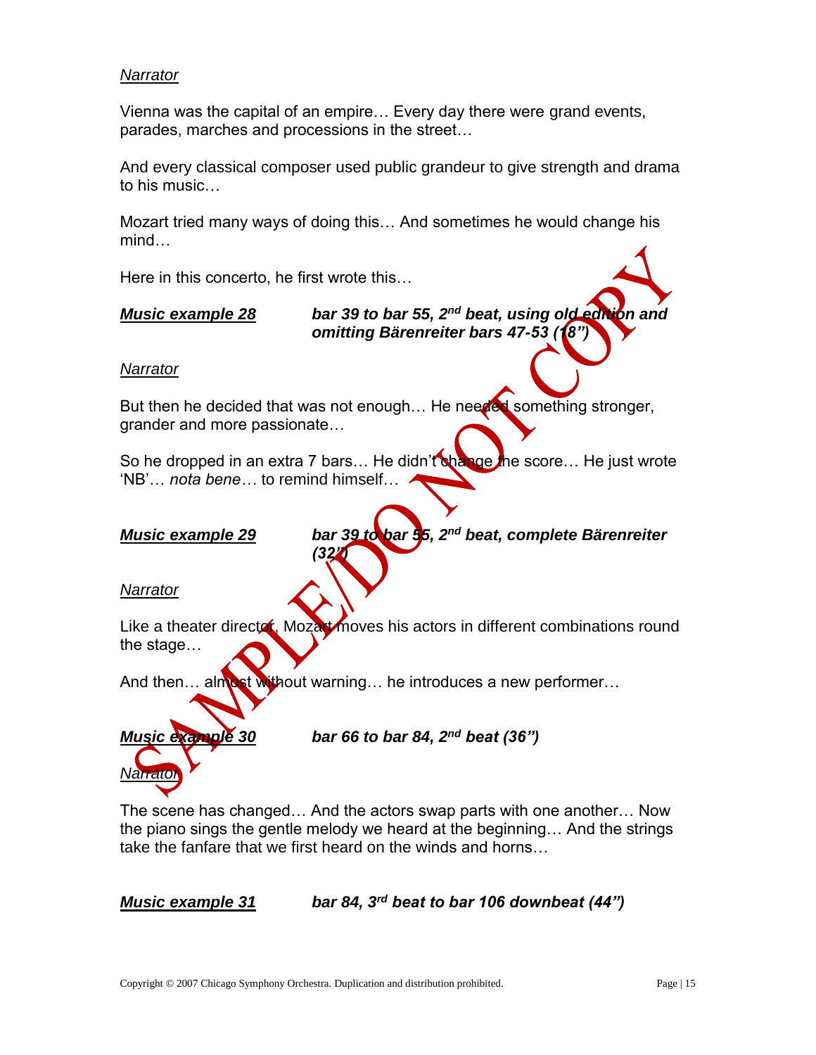*Narrator*

Vienna was the capital of an empire… Every day there were grand events, parades, marches and processions in the street…

And every classical composer used public grandeur to give strength and drama to his music…

Mozart tried many ways of doing this… And sometimes he would change his mind…

Here in this concerto, he first wrote this…

***Music example 28*** ***bar 39 to bar 55, 2nd beat, using old edition and omitting Bärenreiter bars 47-53 (18")***

*Narrator*

But then he decided that was not enough… He needed something stronger, grander and more passionate…

So he dropped in an extra 7 bars… He didn't change the score… He just wrote 'NB'… *nota bene…* to remind himself…

***Music example 29*** ***bar 39 to bar 55, 2nd beat, complete Bärenreiter (32")***

*Narrator*

Like a theater director, Mozart moves his actors in different combinations round the stage…

And then… almost without warning… he introduces a new performer…

***Music example 30*** ***bar 66 to bar 84, 2nd beat (36")***

*Narrator*

The scene has changed… And the actors swap parts with one another… Now the piano sings the gentle melody we heard at the beginning… And the strings take the fanfare that we first heard on the winds and horns…

***Music example 31*** ***bar 84, 3rd beat to bar 106 downbeat (44")***

Copyright © 2007 Chicago Symphony Orchestra. Duplication and distribution prohibited.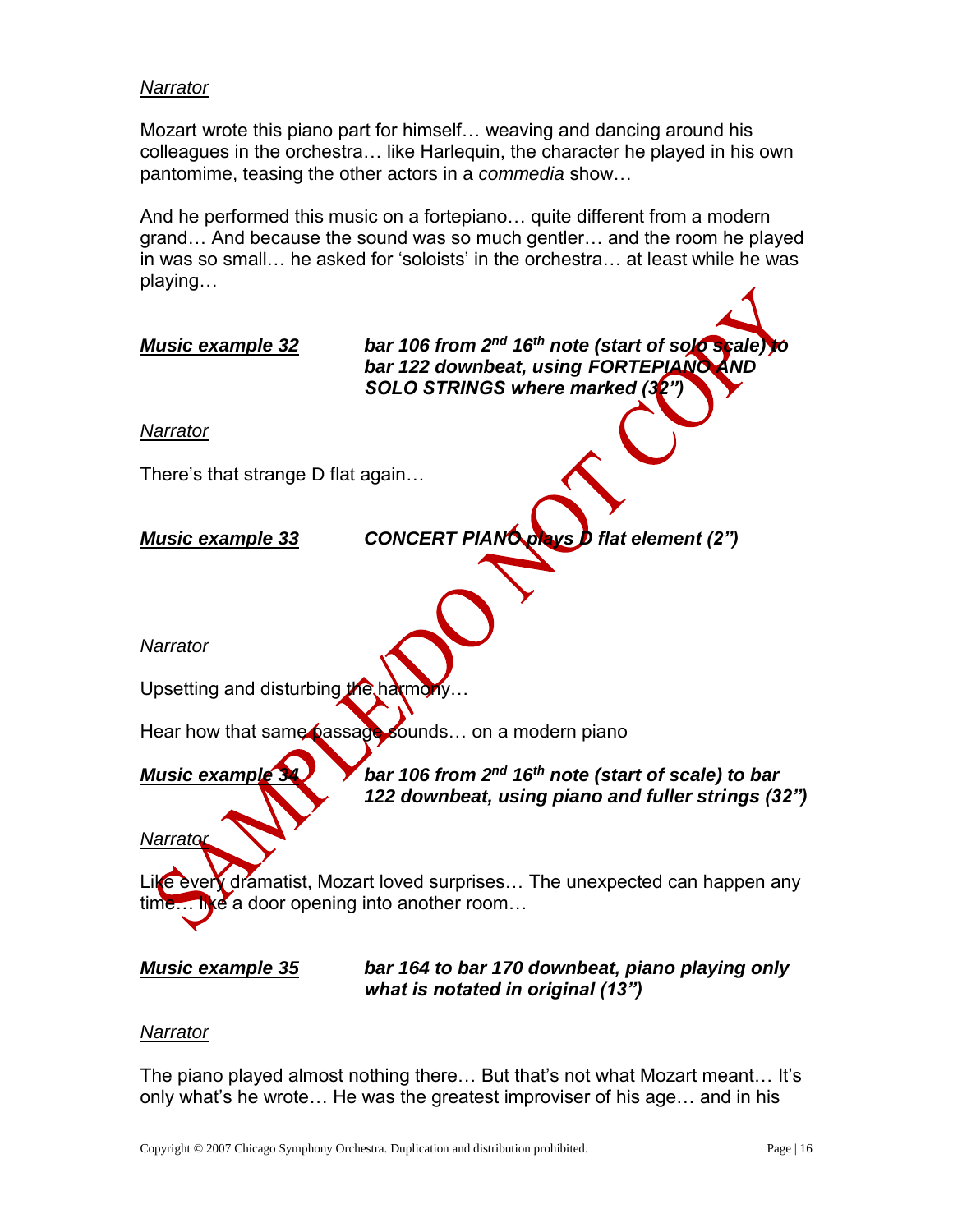*Narrator*

Mozart wrote this piano part for himself… weaving and dancing around his colleagues in the orchestra… like Harlequin, the character he played in his own pantomime, teasing the other actors in a *commedia* show…

And he performed this music on a fortepiano… quite different from a modern grand… And because the sound was so much gentler… and the room he played in was so small… he asked for 'soloists' in the orchestra… at least while he was playing…

***Music example 32*** ***bar 106 from 2nd 16th note (start of solo scale) to bar 122 downbeat, using FORTEPIANO AND SOLO STRINGS where marked (32")***

*Narrator*

There's that strange D flat again…

***Music example 33*** ***CONCERT PIANO plays D flat element (2")***

*Narrator*

Upsetting and disturbing the harmony…

Hear how that same passage sounds… on a modern piano

***Music example 34*** ***bar 106 from 2nd 16th note (start of scale) to bar 122 downbeat, using piano and fuller strings (32")***

*Narrator*

Like every dramatist, Mozart loved surprises… The unexpected can happen any time… like a door opening into another room…

***Music example 35*** ***bar 164 to bar 170 downbeat, piano playing only what is notated in original (13")***

*Narrator*

The piano played almost nothing there… But that's not what Mozart meant… It's only what's he wrote… He was the greatest improviser of his age… and in his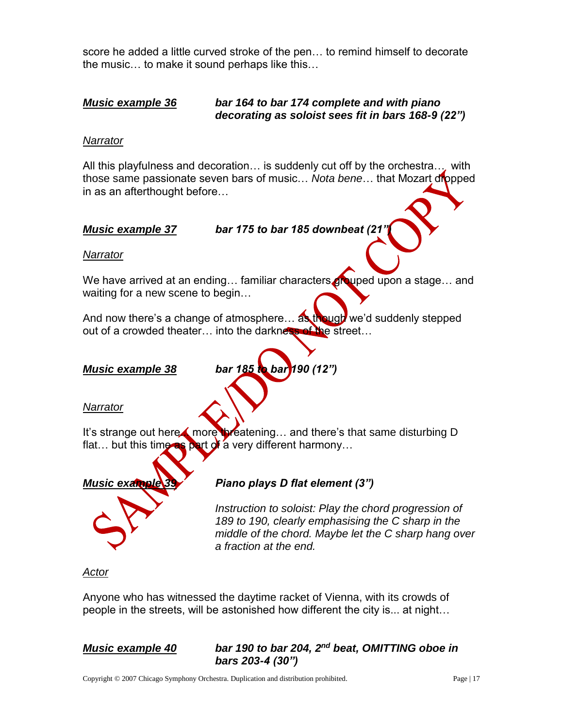score he added a little curved stroke of the pen… to remind himself to decorate the music… to make it sound perhaps like this…

***<u>Music example 36</u>*** **_bar 164 to bar 174 complete and with piano decorating as soloist sees fit in bars 168-9 (22")_**

*<u>Narrator</u>*

All this playfulness and decoration… is suddenly cut off by the orchestra… with those same passionate seven bars of music… *Nota bene*… that Mozart dropped in as an afterthought before…

***<u>Music example 37</u>*** **_bar 175 to bar 185 downbeat (21")_**

*<u>Narrator</u>*

We have arrived at an ending… familiar characters grouped upon a stage… and waiting for a new scene to begin…

And now there's a change of atmosphere… as though we'd suddenly stepped out of a crowded theater… into the darkness of the street…

***<u>Music example 38</u>*** **_bar 185 to bar 190 (12")_**

*<u>Narrator</u>*

It's strange out here… more threatening… and there's that same disturbing D flat… but this time as part of a very different harmony…

***<u>Music example 39</u>*** **_Piano plays D flat element (3")_**

*Instruction to soloist: Play the chord progression of 189 to 190, clearly emphasising the C sharp in the middle of the chord. Maybe let the C sharp hang over a fraction at the end.*

*<u>Actor</u>*

Anyone who has witnessed the daytime racket of Vienna, with its crowds of people in the streets, will be astonished how different the city is... at night…

***<u>Music example 40</u>*** **_bar 190 to bar 204, 2nd beat, OMITTING oboe in bars 203-4 (30")_**

Copyright © 2007 Chicago Symphony Orchestra. Duplication and distribution prohibited.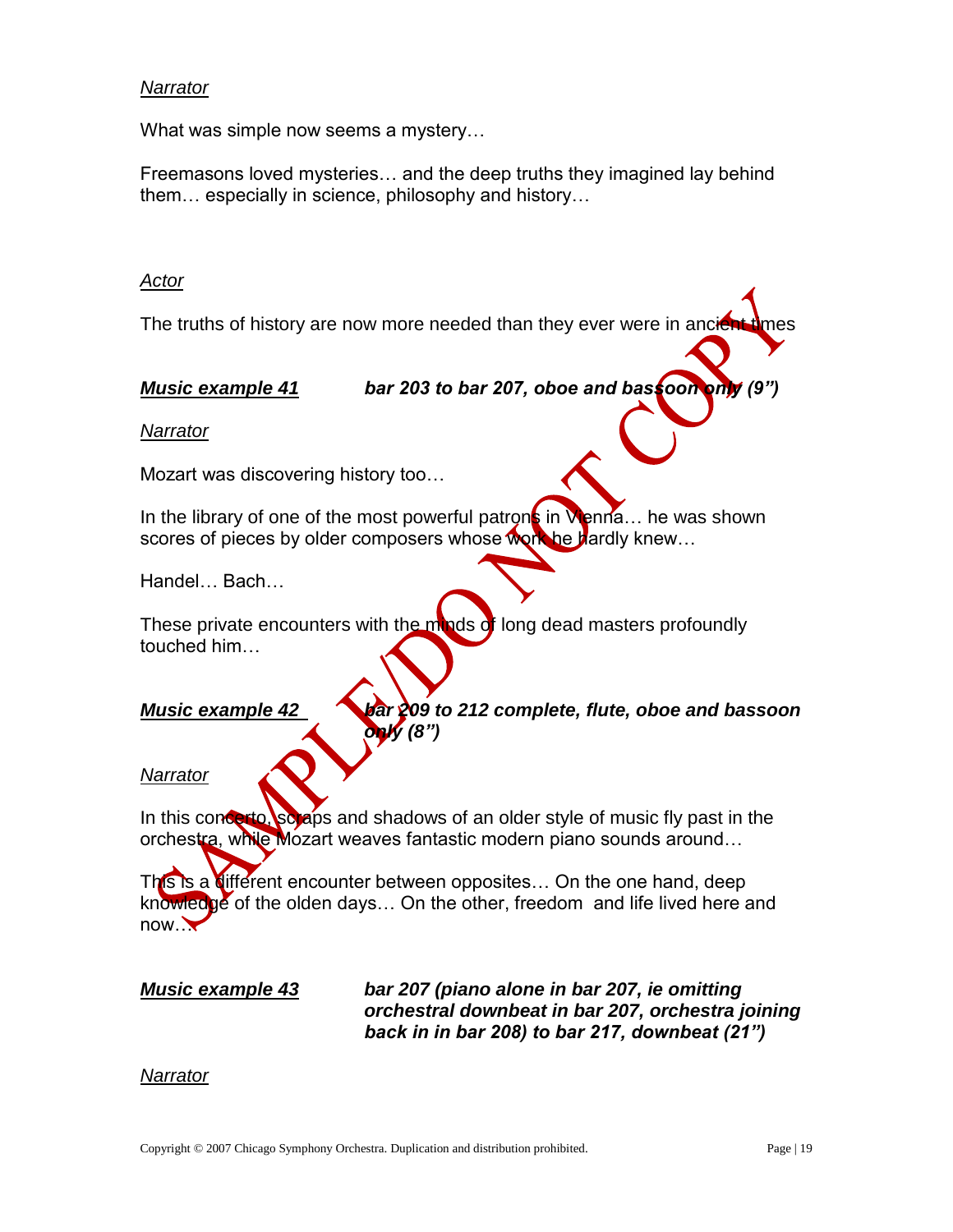*Narrator*

What was simple now seems a mystery…

Freemasons loved mysteries… and the deep truths they imagined lay behind them… especially in science, philosophy and history…

*Actor*

The truths of history are now more needed than they ever were in ancient times

***Music example 41*** ***bar 203 to bar 207, oboe and bassoon only (9")***

*Narrator*

Mozart was discovering history too…

In the library of one of the most powerful patrons in Vienna… he was shown scores of pieces by older composers whose work he hardly knew…

Handel… Bach…

These private encounters with the minds of long dead masters profoundly touched him…

***Music example 42*** ***bar 209 to 212 complete, flute, oboe and bassoon only (8")***

*Narrator*

In this concerto, scraps and shadows of an older style of music fly past in the orchestra, while Mozart weaves fantastic modern piano sounds around…

This is a different encounter between opposites… On the one hand, deep knowledge of the olden days… On the other, freedom and life lived here and now…

***Music example 43*** ***bar 207 (piano alone in bar 207, ie omitting orchestral downbeat in bar 207, orchestra joining back in in bar 208) to bar 217, downbeat (21")***

*Narrator*

Copyright © 2007 Chicago Symphony Orchestra. Duplication and distribution prohibited.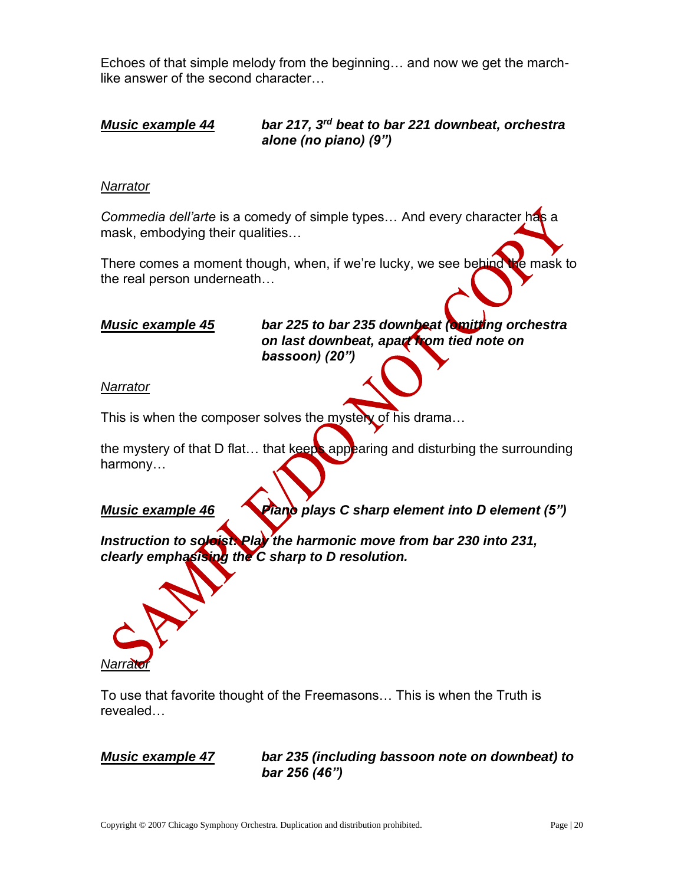Echoes of that simple melody from the beginning… and now we get the march-like answer of the second character…

***Music example 44*** — ***bar 217, 3rd beat to bar 221 downbeat, orchestra alone (no piano) (9")***

*Narrator*

*Commedia dell'arte* is a comedy of simple types… And every character has a mask, embodying their qualities…

There comes a moment though, when, if we're lucky, we see behind the mask to the real person underneath…

***Music example 45*** — ***bar 225 to bar 235 downbeat (omitting orchestra on last downbeat, apart from tied note on bassoon) (20")***

*Narrator*

This is when the composer solves the mystery of his drama…

the mystery of that D flat… that keeps appearing and disturbing the surrounding harmony…

***Music example 46*** — ***Piano plays C sharp element into D element (5")***

***Instruction to soloist: Play the harmonic move from bar 230 into 231, clearly emphasising the C sharp to D resolution.***

*Narrator*

To use that favorite thought of the Freemasons… This is when the Truth is revealed…

***Music example 47*** — ***bar 235 (including bassoon note on downbeat) to bar 256 (46")***

Copyright © 2007 Chicago Symphony Orchestra. Duplication and distribution prohibited.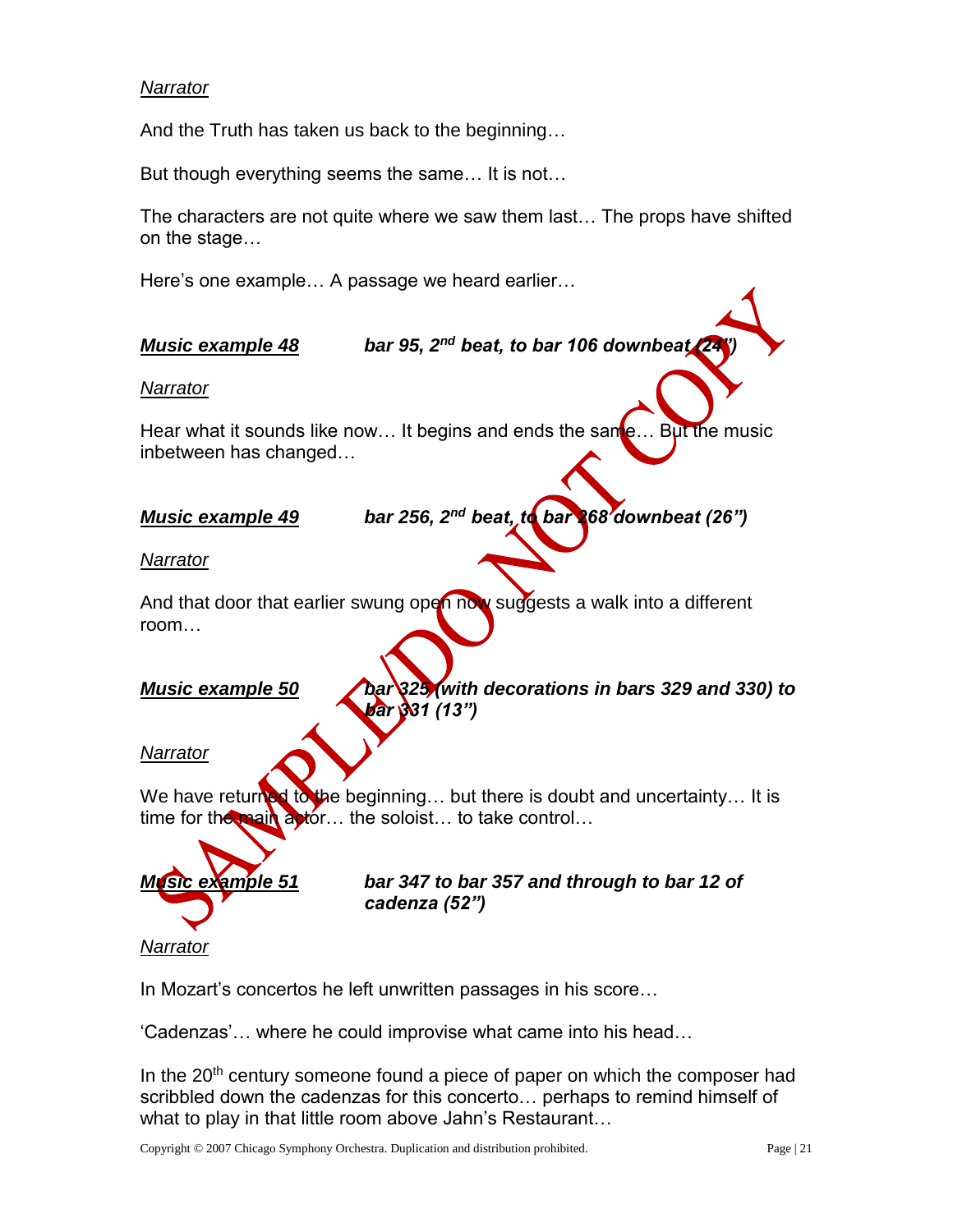*Narrator*

And the Truth has taken us back to the beginning…

But though everything seems the same… It is not…

The characters are not quite where we saw them last… The props have shifted on the stage…

Here's one example… A passage we heard earlier…

***Music example 48*** &nbsp;&nbsp;&nbsp;&nbsp; ***bar 95, 2nd beat, to bar 106 downbeat (24")***

*Narrator*

Hear what it sounds like now… It begins and ends the same… But the music inbetween has changed…

***Music example 49*** &nbsp;&nbsp;&nbsp;&nbsp; ***bar 256, 2nd beat, to bar 268 downbeat (26")***

*Narrator*

And that door that earlier swung open now suggests a walk into a different room…

***Music example 50*** &nbsp;&nbsp;&nbsp;&nbsp; ***bar 325 (with decorations in bars 329 and 330) to bar 331 (13")***

*Narrator*

We have returned to the beginning… but there is doubt and uncertainty… It is time for the main actor… the soloist… to take control…

***Music example 51*** &nbsp;&nbsp;&nbsp;&nbsp; ***bar 347 to bar 357 and through to bar 12 of cadenza (52")***

*Narrator*

In Mozart's concertos he left unwritten passages in his score…

'Cadenzas'… where he could improvise what came into his head…

In the 20th century someone found a piece of paper on which the composer had scribbled down the cadenzas for this concerto… perhaps to remind himself of what to play in that little room above Jahn's Restaurant…

Copyright © 2007 Chicago Symphony Orchestra. Duplication and distribution prohibited.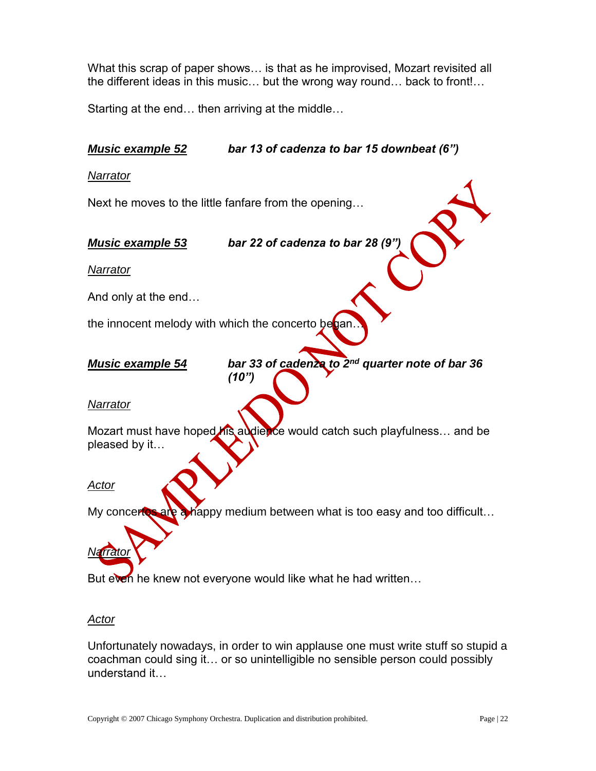What this scrap of paper shows… is that as he improvised, Mozart revisited all the different ideas in this music… but the wrong way round… back to front!…

Starting at the end… then arriving at the middle…

***Music example 52*** ***bar 13 of cadenza to bar 15 downbeat (6")***

*Narrator*

Next he moves to the little fanfare from the opening…

***Music example 53*** ***bar 22 of cadenza to bar 28 (9")***

*Narrator*

And only at the end…

the innocent melody with which the concerto began…

***Music example 54*** ***bar 33 of cadenza to 2nd quarter note of bar 36 (10")***

*Narrator*

Mozart must have hoped his audience would catch such playfulness… and be pleased by it…

*Actor*

My concertos are a happy medium between what is too easy and too difficult…

*Narrator*

But even he knew not everyone would like what he had written…

*Actor*

Unfortunately nowadays, in order to win applause one must write stuff so stupid a coachman could sing it… or so unintelligible no sensible person could possibly understand it…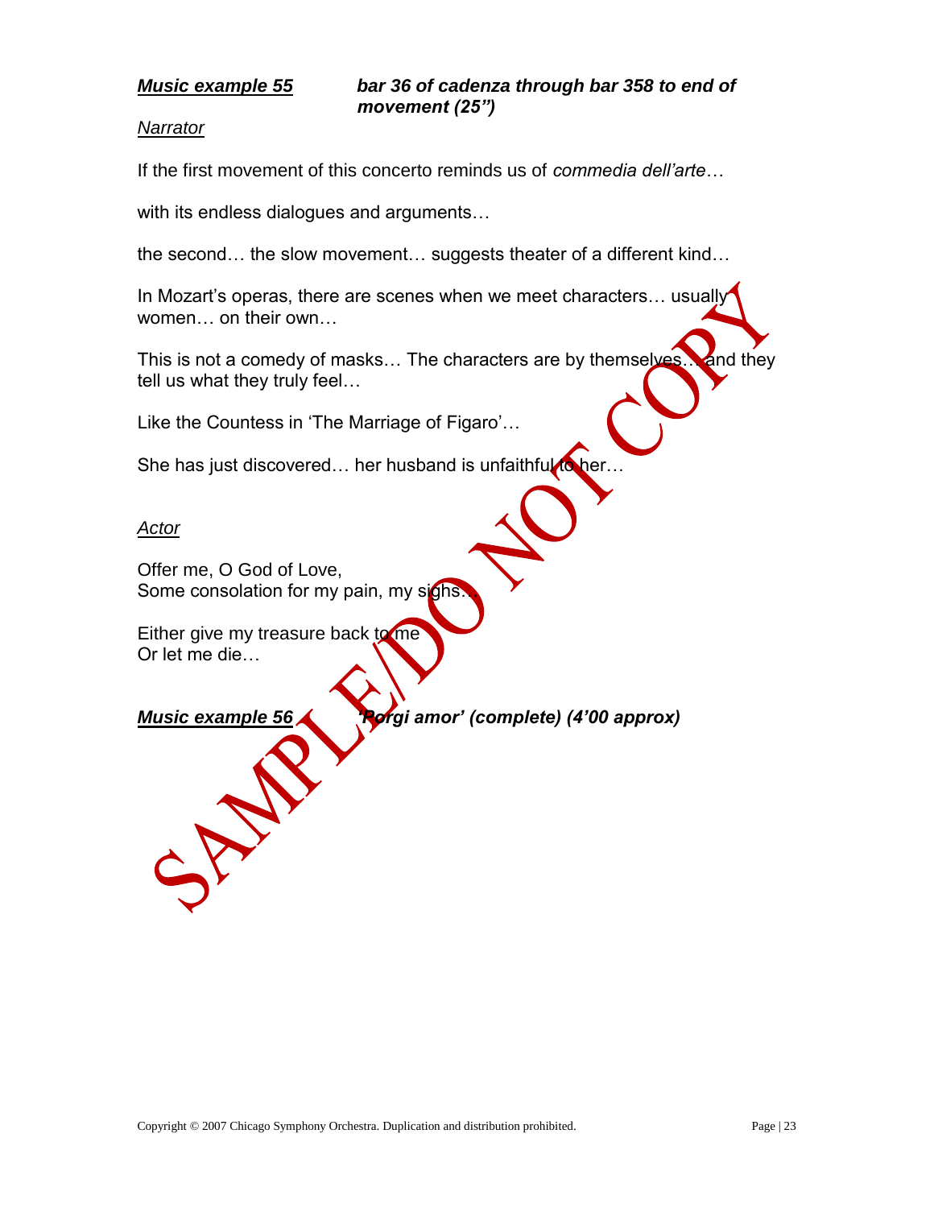***Music example 55*** ***bar 36 of cadenza through bar 358 to end of movement (25")***

*Narrator*

If the first movement of this concerto reminds us of *commedia dell'arte*…

with its endless dialogues and arguments…

the second… the slow movement… suggests theater of a different kind…

In Mozart's operas, there are scenes when we meet characters… usually women… on their own…

This is not a comedy of masks… The characters are by themselves… and they tell us what they truly feel…

Like the Countess in 'The Marriage of Figaro'…

She has just discovered… her husband is unfaithful to her…

*Actor*

Offer me, O God of Love,
Some consolation for my pain, my sighs…

Either give my treasure back to me
Or let me die…

***Music example 56*** ***'Porgi amor' (complete) (4'00 approx)***